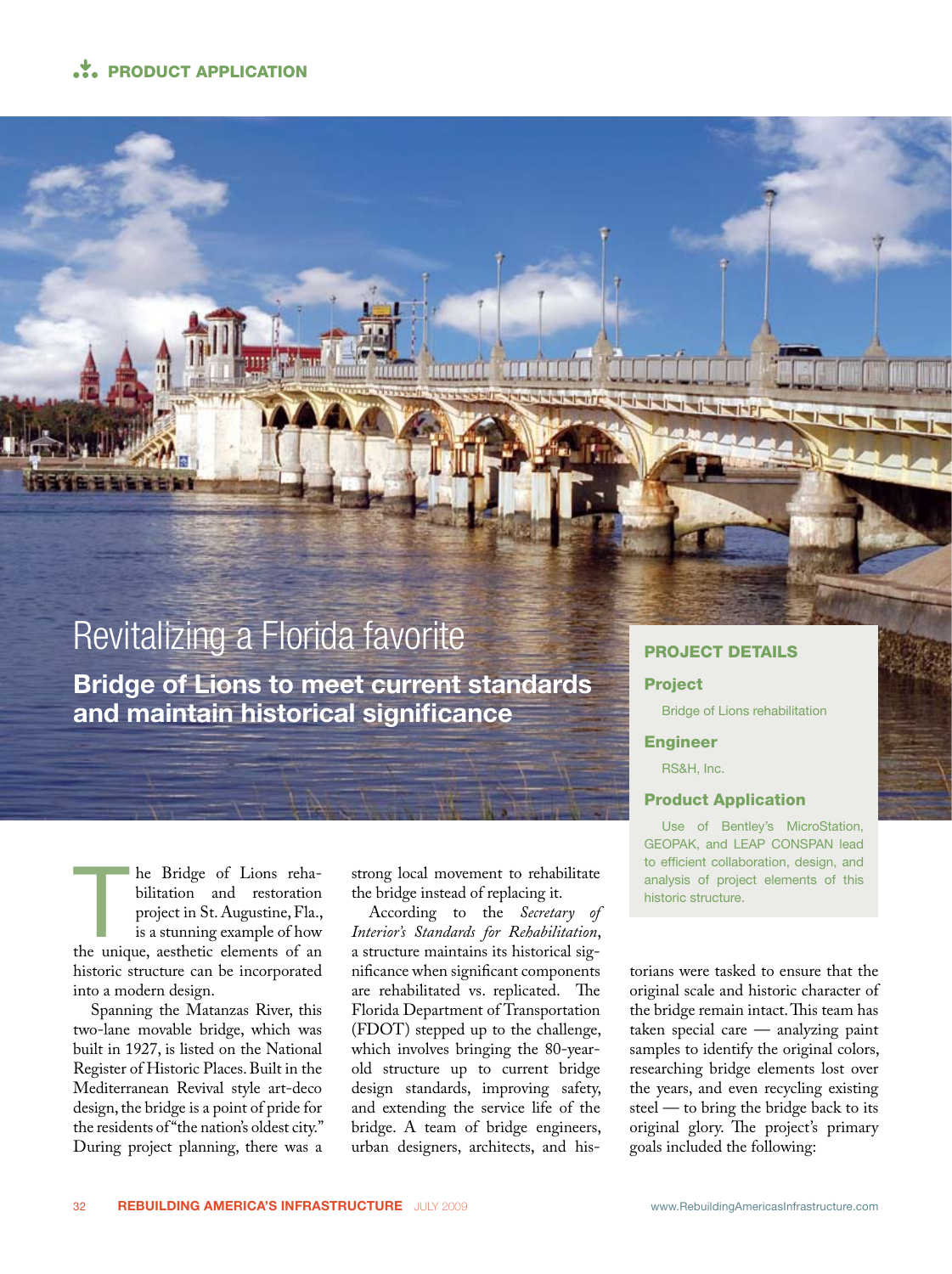# Revitalizing a Florida favorite

## Bridge of Lions to meet current standards and maintain historical significance

### PROJECT DETAILS

**Project**

Bridge of Lions rehabilitation

**Engineer**

RS&H, Inc.

**Product Application**

Use of Bentley's MicroStation, GEOPAK, and LEAP CONSPAN lead to efficient collaboration, design, and analysis of project elements of this historic structure.

The Bridge of Lions rehabilitation and restoration project in St. Augustine, Fla., is a stunning example of how the unique, aesthetic elements of an historic structure can be incorporated into a modern design.

Spanning the Matanzas River, this two-lane movable bridge, which was built in 1927, is listed on the National Register of Historic Places. Built in the Mediterranean Revival style art-deco design, the bridge is a point of pride for the residents of "the nation's oldest city." During project planning, there was a strong local movement to rehabilitate the bridge instead of replacing it.

According to the *Secretary of Interior's Standards for Rehabilitation*, a structure maintains its historical significance when significant components are rehabilitated vs. replicated. The Florida Department of Transportation (FDOT) stepped up to the challenge, which involves bringing the 80-year-old structure up to current bridge design standards, improving safety, and extending the service life of the bridge. A team of bridge engineers, urban designers, architects, and historians were tasked to ensure that the original scale and historic character of the bridge remain intact. This team has taken special care — analyzing paint samples to identify the original colors, researching bridge elements lost over the years, and even recycling existing steel — to bring the bridge back to its original glory. The project's primary goals included the following: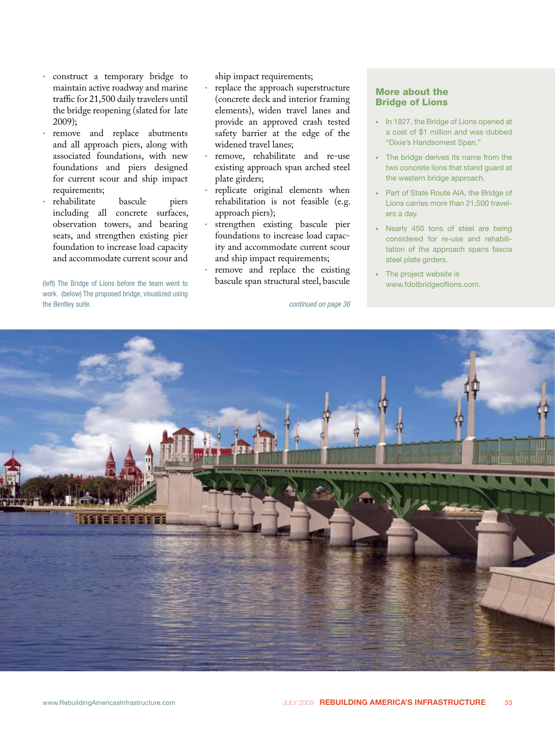- construct a temporary bridge to maintain active roadway and marine traffic for 21,500 daily travelers until the bridge reopening (slated for late 2009);
- remove and replace abutments and all approach piers, along with associated foundations, with new foundations and piers designed for current scour and ship impact requirements;
- rehabilitate bascule piers including all concrete surfaces, observation towers, and bearing seats, and strengthen existing pier foundation to increase load capacity and accommodate current scour and ship impact requirements;
- replace the approach superstructure (concrete deck and interior framing elements), widen travel lanes and provide an approved crash tested safety barrier at the edge of the widened travel lanes;
- remove, rehabilitate and re-use existing approach span arched steel plate girders;
- replicate original elements when rehabilitation is not feasible (e.g. approach piers);
- strengthen existing bascule pier foundations to increase load capacity and accommodate current scour and ship impact requirements;
- remove and replace the existing bascule span structural steel, bascule

*continued on page 36*

(left) The Bridge of Lions before the team went to work. (below) The proposed bridge, visualized using the Bentley suite.

## More about the Bridge of Lions

- In 1927, the Bridge of Lions opened at a cost of $1 million and was dubbed "Dixie's Handsomest Span."
- The bridge derives its name from the two concrete lions that stand guard at the western bridge approach.
- Part of State Route AIA, the Bridge of Lions carries more than 21,500 travelers a day.
- Nearly 450 tons of steel are being considered for re-use and rehabilitation of the approach spans fascia steel plate girders.
- The project website is www.fdotbridgeoflions.com.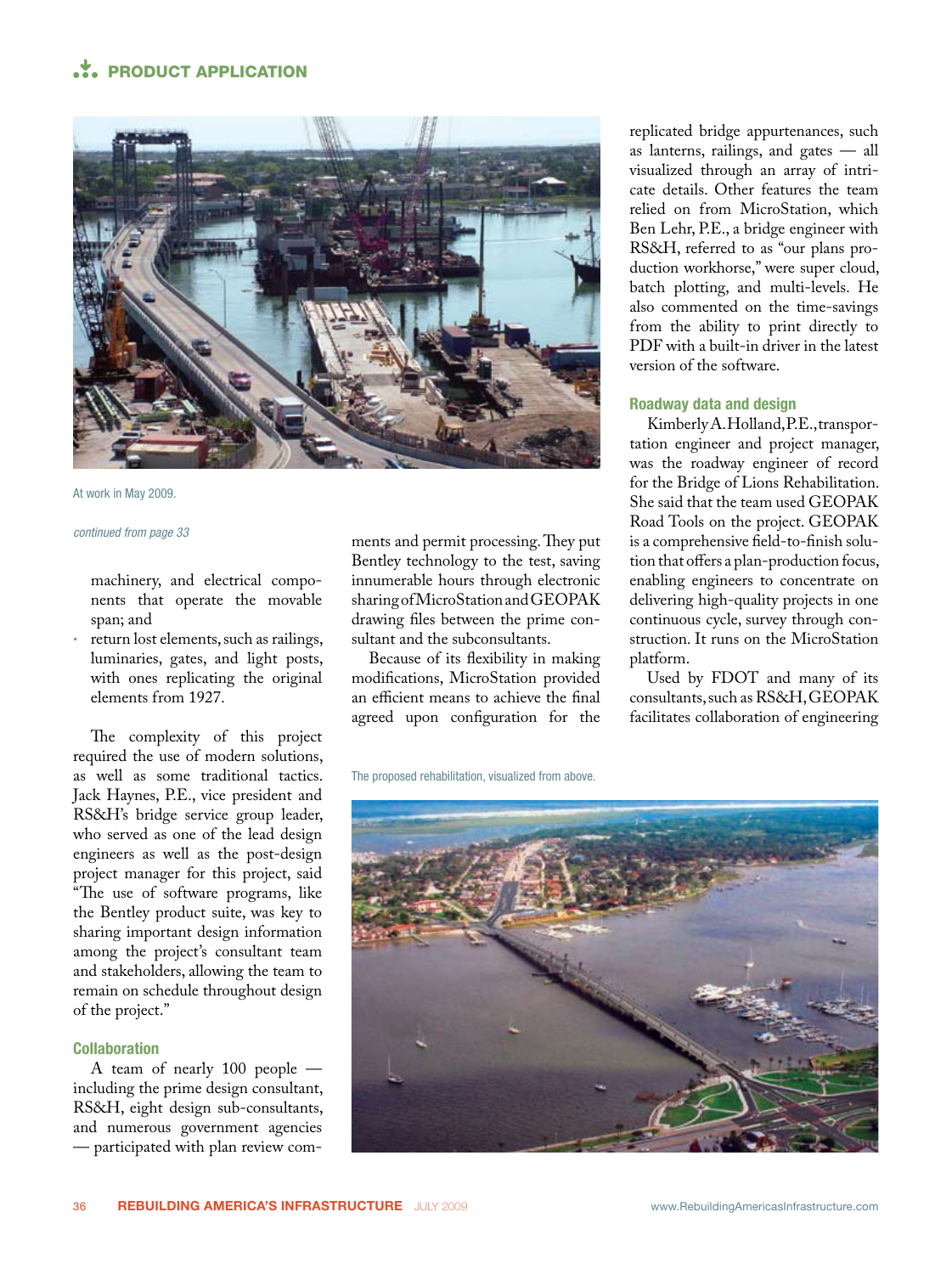At work in May 2009.

*continued from page 33*

- machinery, and electrical components that operate the movable span; and
- return lost elements, such as railings, luminaries, gates, and light posts, with ones replicating the original elements from 1927.

The complexity of this project required the use of modern solutions, as well as some traditional tactics. Jack Haynes, P.E., vice president and RS&H's bridge service group leader, who served as one of the lead design engineers as well as the post-design project manager for this project, said "The use of software programs, like the Bentley product suite, was key to sharing important design information among the project's consultant team and stakeholders, allowing the team to remain on schedule throughout design of the project."

## Collaboration

A team of nearly 100 people — including the prime design consultant, RS&H, eight design sub-consultants, and numerous government agencies — participated with plan review comments and permit processing. They put Bentley technology to the test, saving innumerable hours through electronic sharing of MicroStation and GEOPAK drawing files between the prime consultant and the subconsultants.

Because of its flexibility in making modifications, MicroStation provided an efficient means to achieve the final agreed upon configuration for the replicated bridge appurtenances, such as lanterns, railings, and gates — all visualized through an array of intricate details. Other features the team relied on from MicroStation, which Ben Lehr, P.E., a bridge engineer with RS&H, referred to as "our plans production workhorse," were super cloud, batch plotting, and multi-levels. He also commented on the time-savings from the ability to print directly to PDF with a built-in driver in the latest version of the software.

The proposed rehabilitation, visualized from above.

## Roadway data and design

Kimberly A. Holland, P.E., transportation engineer and project manager, was the roadway engineer of record for the Bridge of Lions Rehabilitation. She said that the team used GEOPAK Road Tools on the project. GEOPAK is a comprehensive field-to-finish solution that offers a plan-production focus, enabling engineers to concentrate on delivering high-quality projects in one continuous cycle, survey through construction. It runs on the MicroStation platform.

Used by FDOT and many of its consultants, such as RS&H, GEOPAK facilitates collaboration of engineering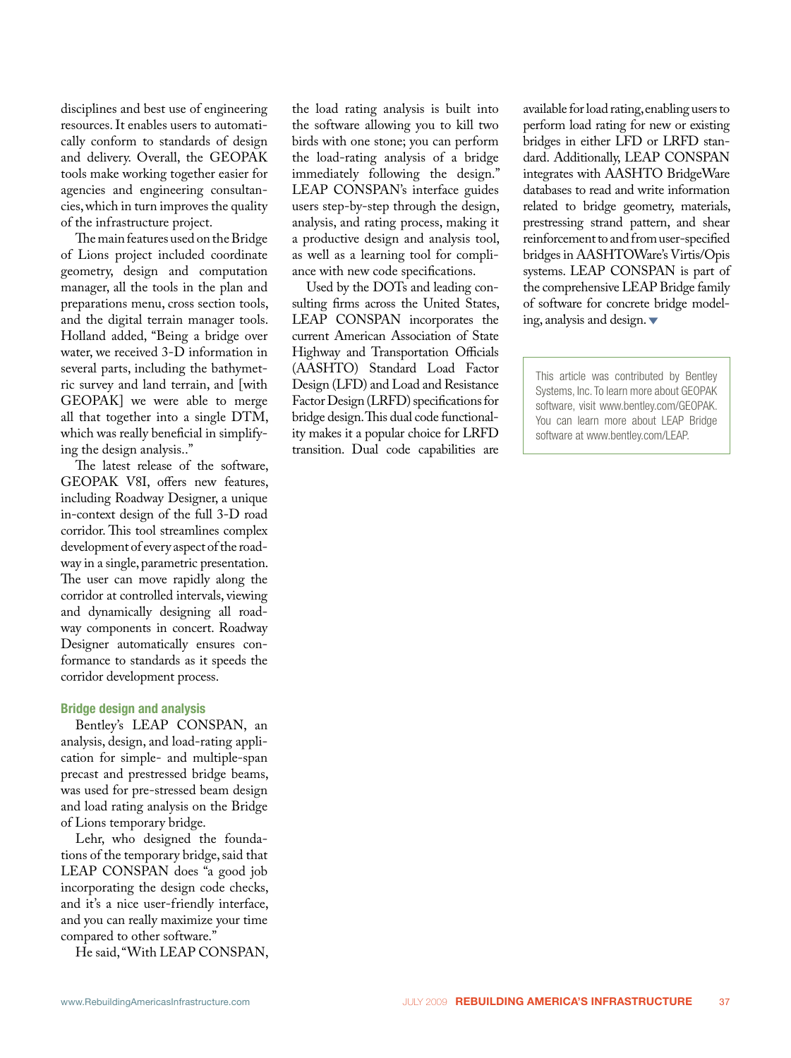disciplines and best use of engineering resources. It enables users to automatically conform to standards of design and delivery. Overall, the GEOPAK tools make working together easier for agencies and engineering consultancies, which in turn improves the quality of the infrastructure project.

The main features used on the Bridge of Lions project included coordinate geometry, design and computation manager, all the tools in the plan and preparations menu, cross section tools, and the digital terrain manager tools. Holland added, "Being a bridge over water, we received 3-D information in several parts, including the bathymetric survey and land terrain, and [with GEOPAK] we were able to merge all that together into a single DTM, which was really beneficial in simplifying the design analysis.."

The latest release of the software, GEOPAK V8I, offers new features, including Roadway Designer, a unique in-context design of the full 3-D road corridor. This tool streamlines complex development of every aspect of the roadway in a single, parametric presentation. The user can move rapidly along the corridor at controlled intervals, viewing and dynamically designing all roadway components in concert. Roadway Designer automatically ensures conformance to standards as it speeds the corridor development process.

## Bridge design and analysis

Bentley's LEAP CONSPAN, an analysis, design, and load-rating application for simple- and multiple-span precast and prestressed bridge beams, was used for pre-stressed beam design and load rating analysis on the Bridge of Lions temporary bridge.

Lehr, who designed the foundations of the temporary bridge, said that LEAP CONSPAN does "a good job incorporating the design code checks, and it's a nice user-friendly interface, and you can really maximize your time compared to other software."

He said, "With LEAP CONSPAN, the load rating analysis is built into the software allowing you to kill two birds with one stone; you can perform the load-rating analysis of a bridge immediately following the design." LEAP CONSPAN's interface guides users step-by-step through the design, analysis, and rating process, making it a productive design and analysis tool, as well as a learning tool for compliance with new code specifications.

Used by the DOTs and leading consulting firms across the United States, LEAP CONSPAN incorporates the current American Association of State Highway and Transportation Officials (AASHTO) Standard Load Factor Design (LFD) and Load and Resistance Factor Design (LRFD) specifications for bridge design. This dual code functionality makes it a popular choice for LRFD transition. Dual code capabilities are available for load rating, enabling users to perform load rating for new or existing bridges in either LFD or LRFD standard. Additionally, LEAP CONSPAN integrates with AASHTO BridgeWare databases to read and write information related to bridge geometry, materials, prestressing strand pattern, and shear reinforcement to and from user-specified bridges in AASHTOWare's Virtis/Opis systems. LEAP CONSPAN is part of the comprehensive LEAP Bridge family of software for concrete bridge modeling, analysis and design. ▼

This article was contributed by Bentley Systems, Inc. To learn more about GEOPAK software, visit www.bentley.com/GEOPAK. You can learn more about LEAP Bridge software at www.bentley.com/LEAP.